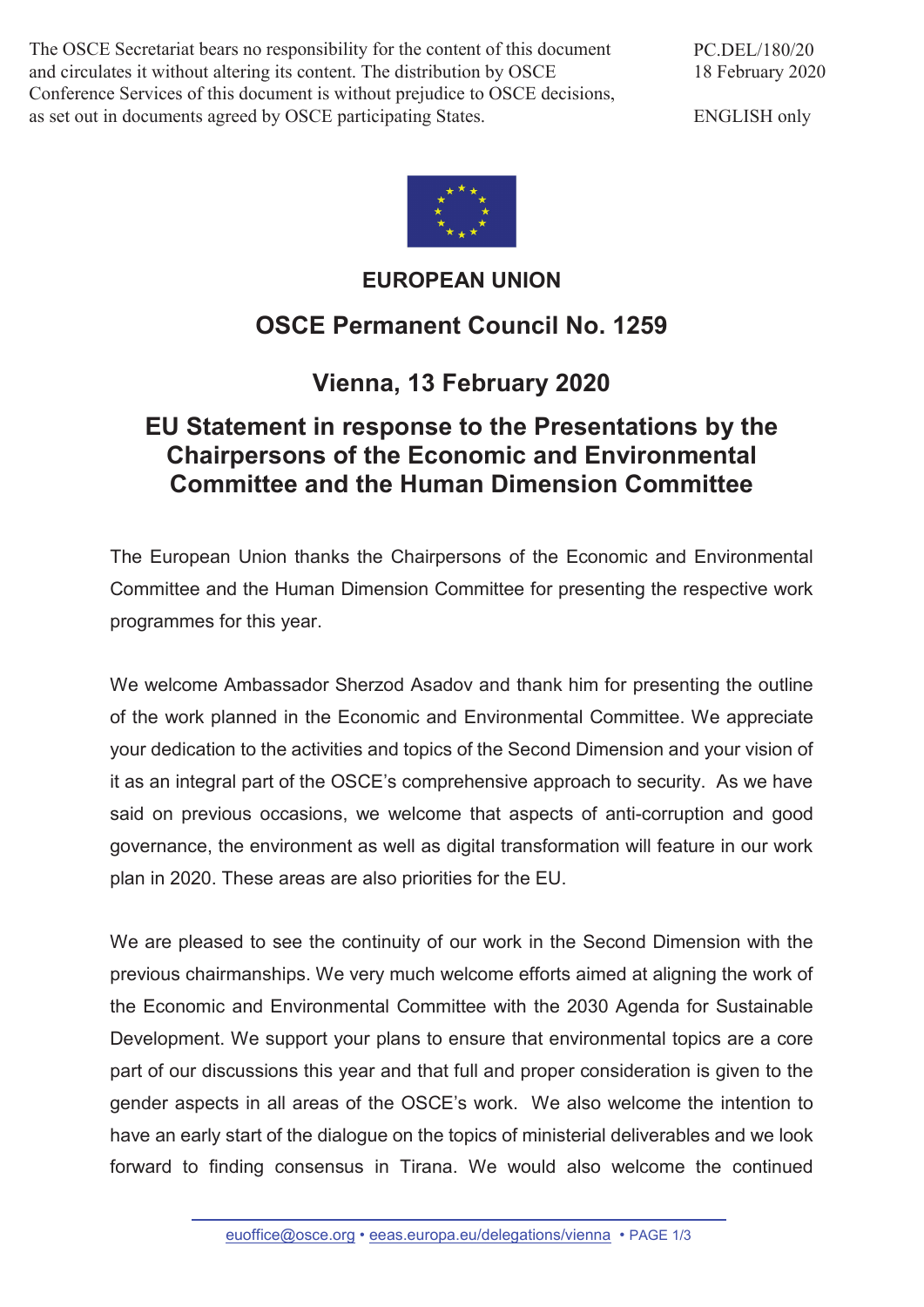The OSCE Secretariat bears no responsibility for the content of this document and circulates it without altering its content. The distribution by OSCE Conference Services of this document is without prejudice to OSCE decisions, as set out in documents agreed by OSCE participating States.

PC.DEL/180/20
18 February 2020

ENGLISH only

# EUROPEAN UNION

## OSCE Permanent Council No. 1259

## Vienna, 13 February 2020

## EU Statement in response to the Presentations by the Chairpersons of the Economic and Environmental Committee and the Human Dimension Committee

The European Union thanks the Chairpersons of the Economic and Environmental Committee and the Human Dimension Committee for presenting the respective work programmes for this year.

We welcome Ambassador Sherzod Asadov and thank him for presenting the outline of the work planned in the Economic and Environmental Committee. We appreciate your dedication to the activities and topics of the Second Dimension and your vision of it as an integral part of the OSCE's comprehensive approach to security. As we have said on previous occasions, we welcome that aspects of anti-corruption and good governance, the environment as well as digital transformation will feature in our work plan in 2020. These areas are also priorities for the EU.

We are pleased to see the continuity of our work in the Second Dimension with the previous chairmanships. We very much welcome efforts aimed at aligning the work of the Economic and Environmental Committee with the 2030 Agenda for Sustainable Development. We support your plans to ensure that environmental topics are a core part of our discussions this year and that full and proper consideration is given to the gender aspects in all areas of the OSCE's work. We also welcome the intention to have an early start of the dialogue on the topics of ministerial deliverables and we look forward to finding consensus in Tirana. We would also welcome the continued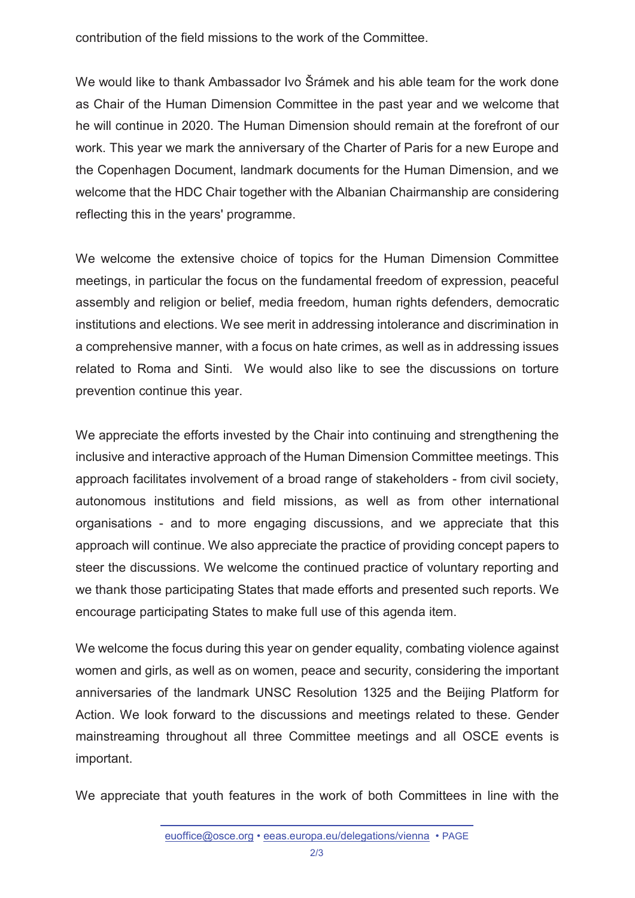contribution of the field missions to the work of the Committee.

We would like to thank Ambassador Ivo Šrámek and his able team for the work done as Chair of the Human Dimension Committee in the past year and we welcome that he will continue in 2020. The Human Dimension should remain at the forefront of our work. This year we mark the anniversary of the Charter of Paris for a new Europe and the Copenhagen Document, landmark documents for the Human Dimension, and we welcome that the HDC Chair together with the Albanian Chairmanship are considering reflecting this in the years' programme.

We welcome the extensive choice of topics for the Human Dimension Committee meetings, in particular the focus on the fundamental freedom of expression, peaceful assembly and religion or belief, media freedom, human rights defenders, democratic institutions and elections. We see merit in addressing intolerance and discrimination in a comprehensive manner, with a focus on hate crimes, as well as in addressing issues related to Roma and Sinti. We would also like to see the discussions on torture prevention continue this year.

We appreciate the efforts invested by the Chair into continuing and strengthening the inclusive and interactive approach of the Human Dimension Committee meetings. This approach facilitates involvement of a broad range of stakeholders - from civil society, autonomous institutions and field missions, as well as from other international organisations - and to more engaging discussions, and we appreciate that this approach will continue. We also appreciate the practice of providing concept papers to steer the discussions. We welcome the continued practice of voluntary reporting and we thank those participating States that made efforts and presented such reports. We encourage participating States to make full use of this agenda item.

We welcome the focus during this year on gender equality, combating violence against women and girls, as well as on women, peace and security, considering the important anniversaries of the landmark UNSC Resolution 1325 and the Beijing Platform for Action. We look forward to the discussions and meetings related to these. Gender mainstreaming throughout all three Committee meetings and all OSCE events is important.

We appreciate that youth features in the work of both Committees in line with the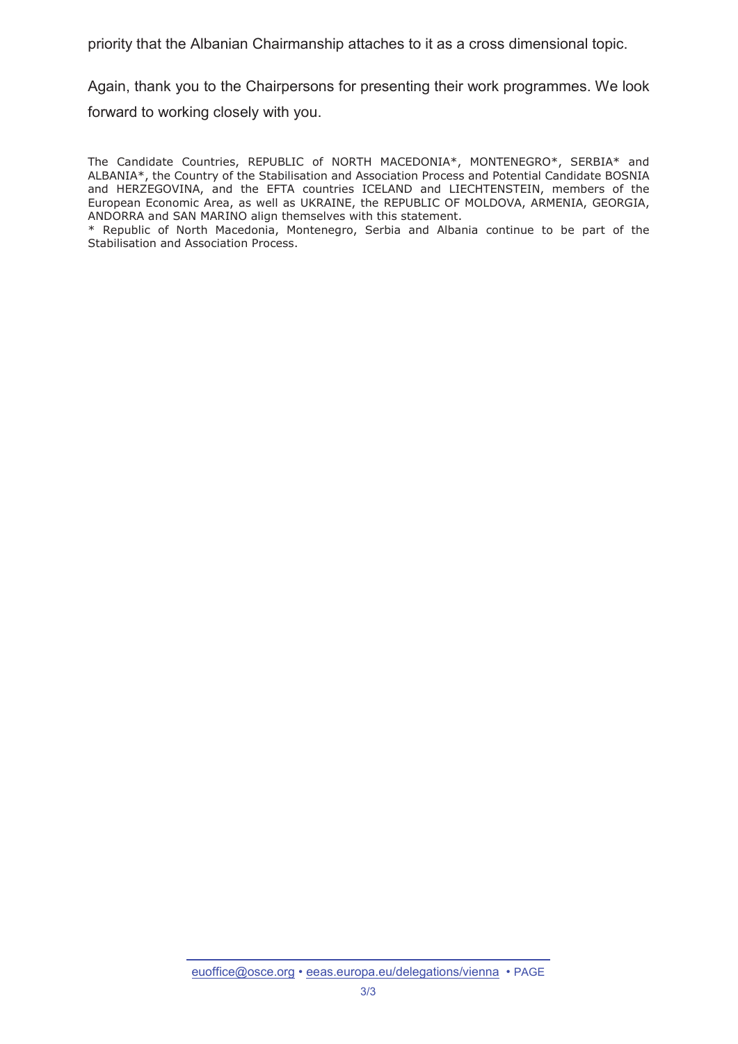priority that the Albanian Chairmanship attaches to it as a cross dimensional topic.

Again, thank you to the Chairpersons for presenting their work programmes. We look forward to working closely with you.

The Candidate Countries, REPUBLIC of NORTH MACEDONIA*, MONTENEGRO*, SERBIA* and ALBANIA*, the Country of the Stabilisation and Association Process and Potential Candidate BOSNIA and HERZEGOVINA, and the EFTA countries ICELAND and LIECHTENSTEIN, members of the European Economic Area, as well as UKRAINE, the REPUBLIC OF MOLDOVA, ARMENIA, GEORGIA, ANDORRA and SAN MARINO align themselves with this statement.

* Republic of North Macedonia, Montenegro, Serbia and Albania continue to be part of the Stabilisation and Association Process.